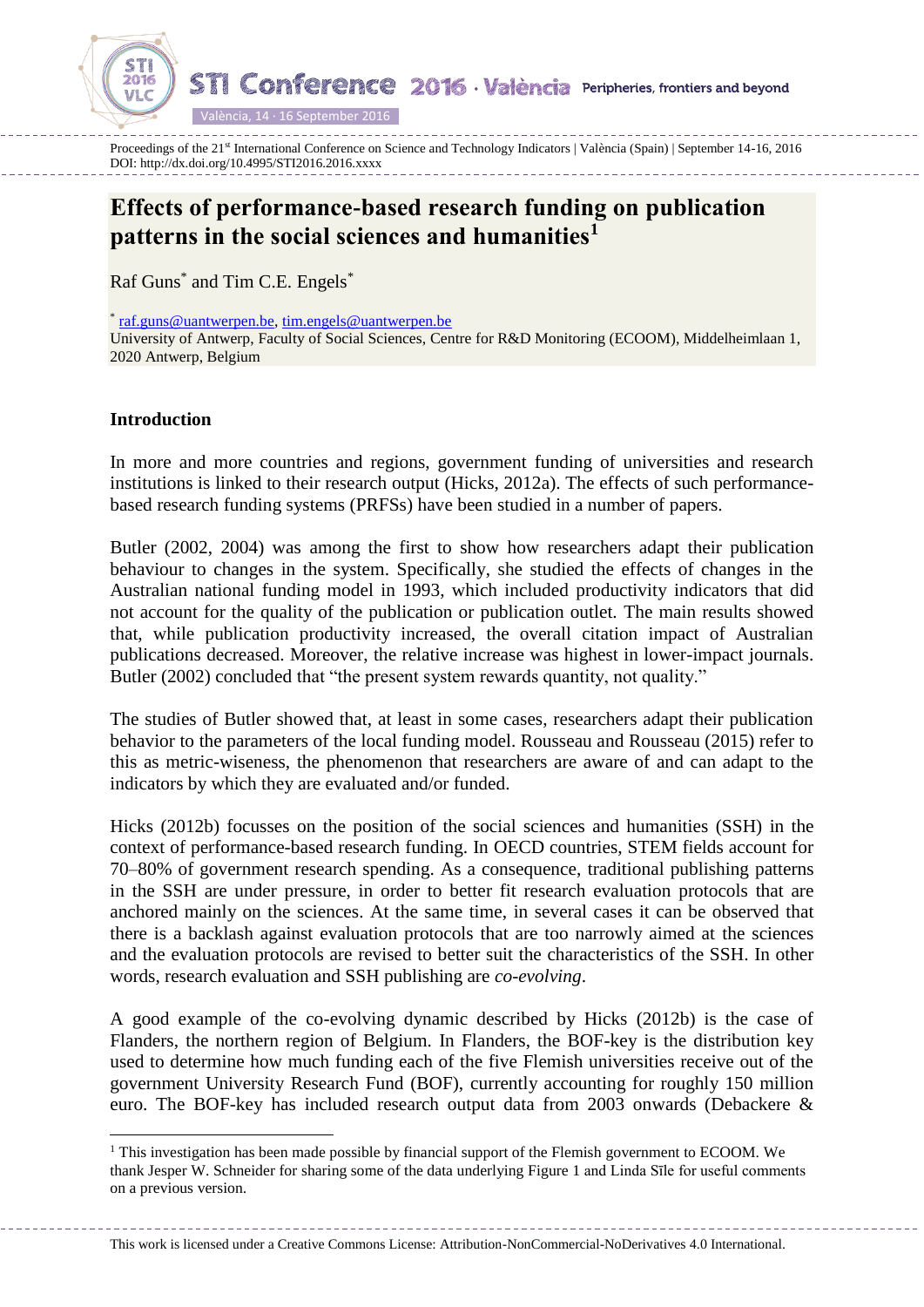# Effects of performance-based research funding on publication patterns in the social sciences and humanities[1]

Raf Guns[*] and Tim C.E. Engels[*]

[*] raf.guns@uantwerpen.be, tim.engels@uantwerpen.be
University of Antwerp, Faculty of Social Sciences, Centre for R&D Monitoring (ECOOM), Middelheimlaan 1, 2020 Antwerp, Belgium

## Introduction

In more and more countries and regions, government funding of universities and research institutions is linked to their research output (Hicks, 2012a). The effects of such performance-based research funding systems (PRFSs) have been studied in a number of papers.

Butler (2002, 2004) was among the first to show how researchers adapt their publication behaviour to changes in the system. Specifically, she studied the effects of changes in the Australian national funding model in 1993, which included productivity indicators that did not account for the quality of the publication or publication outlet. The main results showed that, while publication productivity increased, the overall citation impact of Australian publications decreased. Moreover, the relative increase was highest in lower-impact journals. Butler (2002) concluded that "the present system rewards quantity, not quality."

The studies of Butler showed that, at least in some cases, researchers adapt their publication behavior to the parameters of the local funding model. Rousseau and Rousseau (2015) refer to this as metric-wiseness, the phenomenon that researchers are aware of and can adapt to the indicators by which they are evaluated and/or funded.

Hicks (2012b) focusses on the position of the social sciences and humanities (SSH) in the context of performance-based research funding. In OECD countries, STEM fields account for 70–80% of government research spending. As a consequence, traditional publishing patterns in the SSH are under pressure, in order to better fit research evaluation protocols that are anchored mainly on the sciences. At the same time, in several cases it can be observed that there is a backlash against evaluation protocols that are too narrowly aimed at the sciences and the evaluation protocols are revised to better suit the characteristics of the SSH. In other words, research evaluation and SSH publishing are *co-evolving*.

A good example of the co-evolving dynamic described by Hicks (2012b) is the case of Flanders, the northern region of Belgium. In Flanders, the BOF-key is the distribution key used to determine how much funding each of the five Flemish universities receive out of the government University Research Fund (BOF), currently accounting for roughly 150 million euro. The BOF-key has included research output data from 2003 onwards (Debackere &

---

[1] This investigation has been made possible by financial support of the Flemish government to ECOOM. We thank Jesper W. Schneider for sharing some of the data underlying Figure 1 and Linda Sīle for useful comments on a previous version.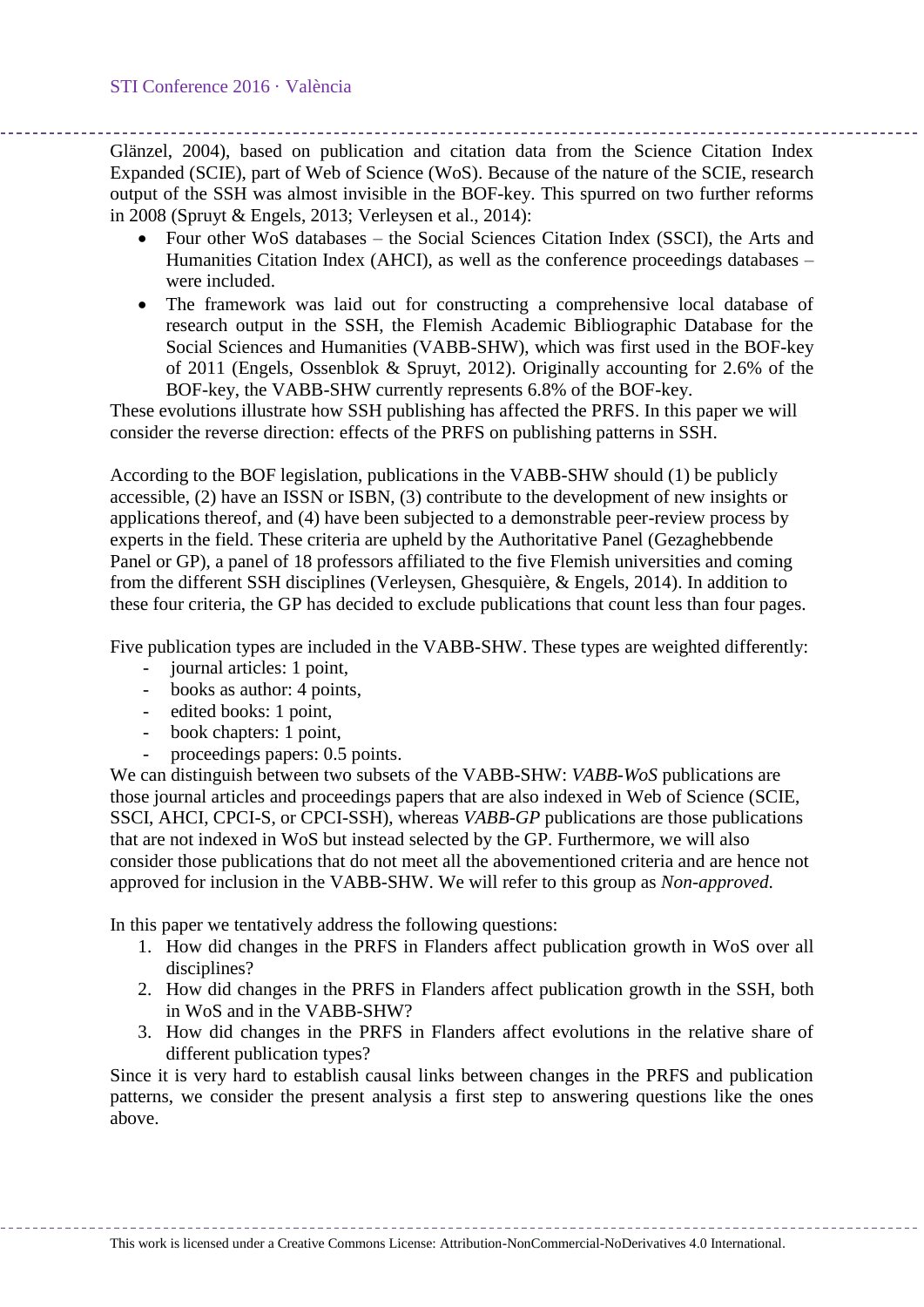Glänzel, 2004), based on publication and citation data from the Science Citation Index Expanded (SCIE), part of Web of Science (WoS). Because of the nature of the SCIE, research output of the SSH was almost invisible in the BOF-key. This spurred on two further reforms in 2008 (Spruyt & Engels, 2013; Verleysen et al., 2014):

- Four other WoS databases – the Social Sciences Citation Index (SSCI), the Arts and Humanities Citation Index (AHCI), as well as the conference proceedings databases – were included.
- The framework was laid out for constructing a comprehensive local database of research output in the SSH, the Flemish Academic Bibliographic Database for the Social Sciences and Humanities (VABB-SHW), which was first used in the BOF-key of 2011 (Engels, Ossenblok & Spruyt, 2012). Originally accounting for 2.6% of the BOF-key, the VABB-SHW currently represents 6.8% of the BOF-key.

These evolutions illustrate how SSH publishing has affected the PRFS. In this paper we will consider the reverse direction: effects of the PRFS on publishing patterns in SSH.

According to the BOF legislation, publications in the VABB-SHW should (1) be publicly accessible, (2) have an ISSN or ISBN, (3) contribute to the development of new insights or applications thereof, and (4) have been subjected to a demonstrable peer-review process by experts in the field. These criteria are upheld by the Authoritative Panel (Gezaghebbende Panel or GP), a panel of 18 professors affiliated to the five Flemish universities and coming from the different SSH disciplines (Verleysen, Ghesquière, & Engels, 2014). In addition to these four criteria, the GP has decided to exclude publications that count less than four pages.

Five publication types are included in the VABB-SHW. These types are weighted differently:

- journal articles: 1 point,
- books as author: 4 points,
- edited books: 1 point,
- book chapters: 1 point,
- proceedings papers: 0.5 points.

We can distinguish between two subsets of the VABB-SHW: *VABB-WoS* publications are those journal articles and proceedings papers that are also indexed in Web of Science (SCIE, SSCI, AHCI, CPCI-S, or CPCI-SSH), whereas *VABB-GP* publications are those publications that are not indexed in WoS but instead selected by the GP. Furthermore, we will also consider those publications that do not meet all the abovementioned criteria and are hence not approved for inclusion in the VABB-SHW. We will refer to this group as *Non-approved*.

In this paper we tentatively address the following questions:

1. How did changes in the PRFS in Flanders affect publication growth in WoS over all disciplines?
2. How did changes in the PRFS in Flanders affect publication growth in the SSH, both in WoS and in the VABB-SHW?
3. How did changes in the PRFS in Flanders affect evolutions in the relative share of different publication types?

Since it is very hard to establish causal links between changes in the PRFS and publication patterns, we consider the present analysis a first step to answering questions like the ones above.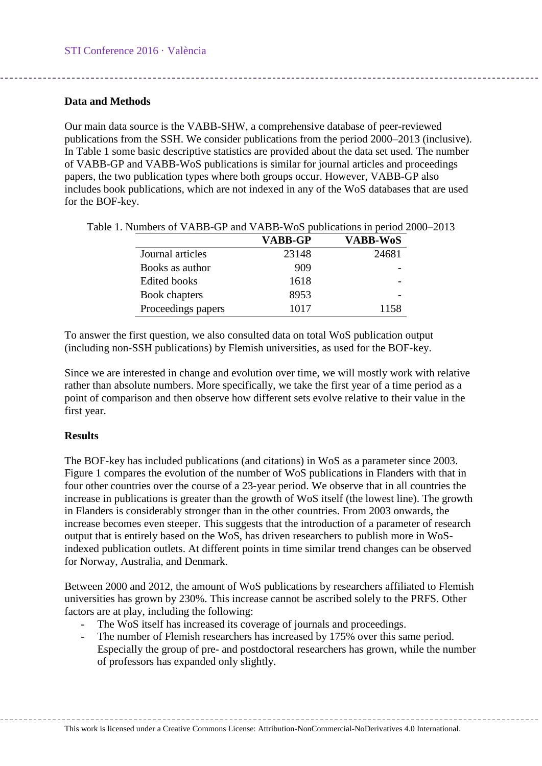## Data and Methods

Our main data source is the VABB-SHW, a comprehensive database of peer-reviewed publications from the SSH. We consider publications from the period 2000–2013 (inclusive). In Table 1 some basic descriptive statistics are provided about the data set used. The number of VABB-GP and VABB-WoS publications is similar for journal articles and proceedings papers, the two publication types where both groups occur. However, VABB-GP also includes book publications, which are not indexed in any of the WoS databases that are used for the BOF-key.

Table 1. Numbers of VABB-GP and VABB-WoS publications in period 2000–2013

| | VABB-GP | VABB-WoS |
|---|---|---|
| Journal articles | 23148 | 24681 |
| Books as author | 909 | - |
| Edited books | 1618 | - |
| Book chapters | 8953 | - |
| Proceedings papers | 1017 | 1158 |

To answer the first question, we also consulted data on total WoS publication output (including non-SSH publications) by Flemish universities, as used for the BOF-key.

Since we are interested in change and evolution over time, we will mostly work with relative rather than absolute numbers. More specifically, we take the first year of a time period as a point of comparison and then observe how different sets evolve relative to their value in the first year.

## Results

The BOF-key has included publications (and citations) in WoS as a parameter since 2003. Figure 1 compares the evolution of the number of WoS publications in Flanders with that in four other countries over the course of a 23-year period. We observe that in all countries the increase in publications is greater than the growth of WoS itself (the lowest line). The growth in Flanders is considerably stronger than in the other countries. From 2003 onwards, the increase becomes even steeper. This suggests that the introduction of a parameter of research output that is entirely based on the WoS, has driven researchers to publish more in WoS-indexed publication outlets. At different points in time similar trend changes can be observed for Norway, Australia, and Denmark.

Between 2000 and 2012, the amount of WoS publications by researchers affiliated to Flemish universities has grown by 230%. This increase cannot be ascribed solely to the PRFS. Other factors are at play, including the following:

- The WoS itself has increased its coverage of journals and proceedings.
- The number of Flemish researchers has increased by 175% over this same period. Especially the group of pre- and postdoctoral researchers has grown, while the number of professors has expanded only slightly.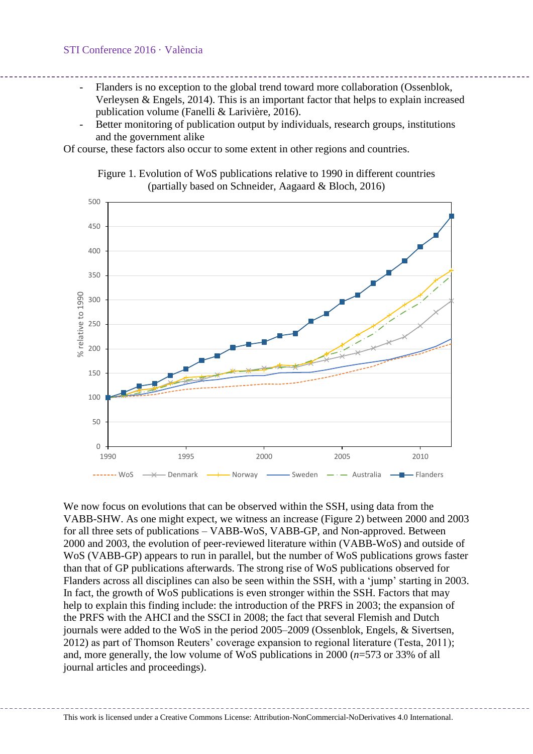- Flanders is no exception to the global trend toward more collaboration (Ossenblok, Verleysen & Engels, 2014). This is an important factor that helps to explain increased publication volume (Fanelli & Larivière, 2016).
- Better monitoring of publication output by individuals, research groups, institutions and the government alike

Of course, these factors also occur to some extent in other regions and countries.

Figure 1. Evolution of WoS publications relative to 1990 in different countries (partially based on Schneider, Aagaard & Bloch, 2016)

We now focus on evolutions that can be observed within the SSH, using data from the VABB-SHW. As one might expect, we witness an increase (Figure 2) between 2000 and 2003 for all three sets of publications – VABB-WoS, VABB-GP, and Non-approved. Between 2000 and 2003, the evolution of peer-reviewed literature within (VABB-WoS) and outside of WoS (VABB-GP) appears to run in parallel, but the number of WoS publications grows faster than that of GP publications afterwards. The strong rise of WoS publications observed for Flanders across all disciplines can also be seen within the SSH, with a 'jump' starting in 2003. In fact, the growth of WoS publications is even stronger within the SSH. Factors that may help to explain this finding include: the introduction of the PRFS in 2003; the expansion of the PRFS with the AHCI and the SSCI in 2008; the fact that several Flemish and Dutch journals were added to the WoS in the period 2005–2009 (Ossenblok, Engels, & Sivertsen, 2012) as part of Thomson Reuters' coverage expansion to regional literature (Testa, 2011); and, more generally, the low volume of WoS publications in 2000 ($n$=573 or 33% of all journal articles and proceedings).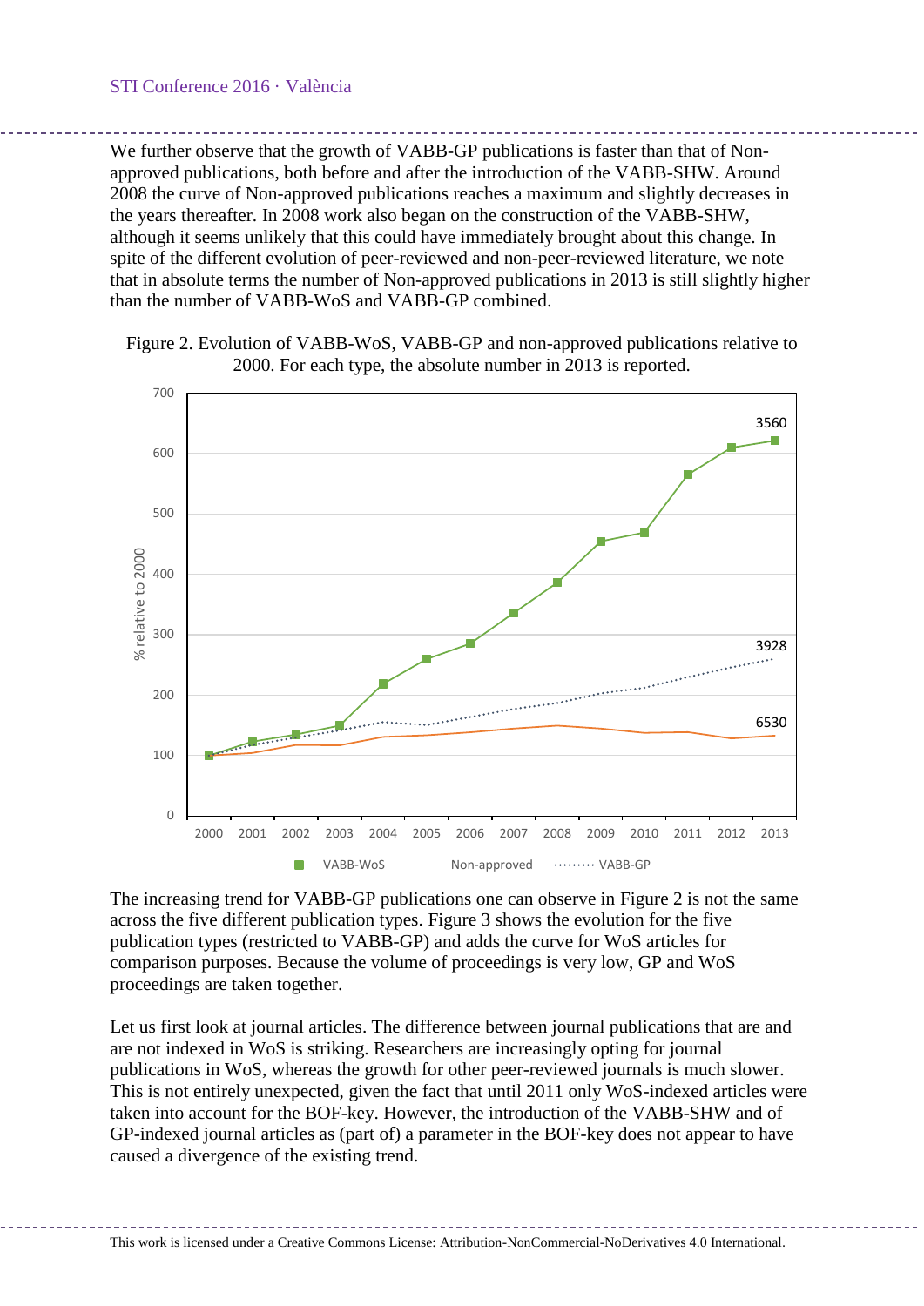We further observe that the growth of VABB-GP publications is faster than that of Non-approved publications, both before and after the introduction of the VABB-SHW. Around 2008 the curve of Non-approved publications reaches a maximum and slightly decreases in the years thereafter. In 2008 work also began on the construction of the VABB-SHW, although it seems unlikely that this could have immediately brought about this change. In spite of the different evolution of peer-reviewed and non-peer-reviewed literature, we note that in absolute terms the number of Non-approved publications in 2013 is still slightly higher than the number of VABB-WoS and VABB-GP combined.

Figure 2. Evolution of VABB-WoS, VABB-GP and non-approved publications relative to 2000. For each type, the absolute number in 2013 is reported.

The increasing trend for VABB-GP publications one can observe in Figure 2 is not the same across the five different publication types. Figure 3 shows the evolution for the five publication types (restricted to VABB-GP) and adds the curve for WoS articles for comparison purposes. Because the volume of proceedings is very low, GP and WoS proceedings are taken together.

Let us first look at journal articles. The difference between journal publications that are and are not indexed in WoS is striking. Researchers are increasingly opting for journal publications in WoS, whereas the growth for other peer-reviewed journals is much slower. This is not entirely unexpected, given the fact that until 2011 only WoS-indexed articles were taken into account for the BOF-key. However, the introduction of the VABB-SHW and of GP-indexed journal articles as (part of) a parameter in the BOF-key does not appear to have caused a divergence of the existing trend.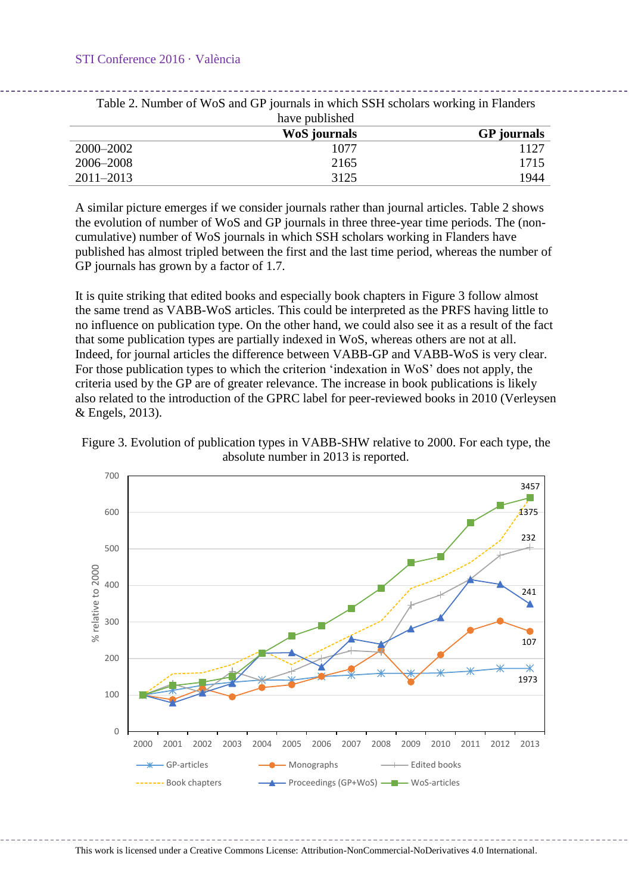Table 2. Number of WoS and GP journals in which SSH scholars working in Flanders have published

| | WoS journals | GP journals |
|---|---|---|
| 2000–2002 | 1077 | 1127 |
| 2006–2008 | 2165 | 1715 |
| 2011–2013 | 3125 | 1944 |

A similar picture emerges if we consider journals rather than journal articles. Table 2 shows the evolution of number of WoS and GP journals in three three-year time periods. The (non-cumulative) number of WoS journals in which SSH scholars working in Flanders have published has almost tripled between the first and the last time period, whereas the number of GP journals has grown by a factor of 1.7.

It is quite striking that edited books and especially book chapters in Figure 3 follow almost the same trend as VABB-WoS articles. This could be interpreted as the PRFS having little to no influence on publication type. On the other hand, we could also see it as a result of the fact that some publication types are partially indexed in WoS, whereas others are not at all. Indeed, for journal articles the difference between VABB-GP and VABB-WoS is very clear. For those publication types to which the criterion 'indexation in WoS' does not apply, the criteria used by the GP are of greater relevance. The increase in book publications is likely also related to the introduction of the GPRC label for peer-reviewed books in 2010 (Verleysen & Engels, 2013).

Figure 3. Evolution of publication types in VABB-SHW relative to 2000. For each type, the absolute number in 2013 is reported.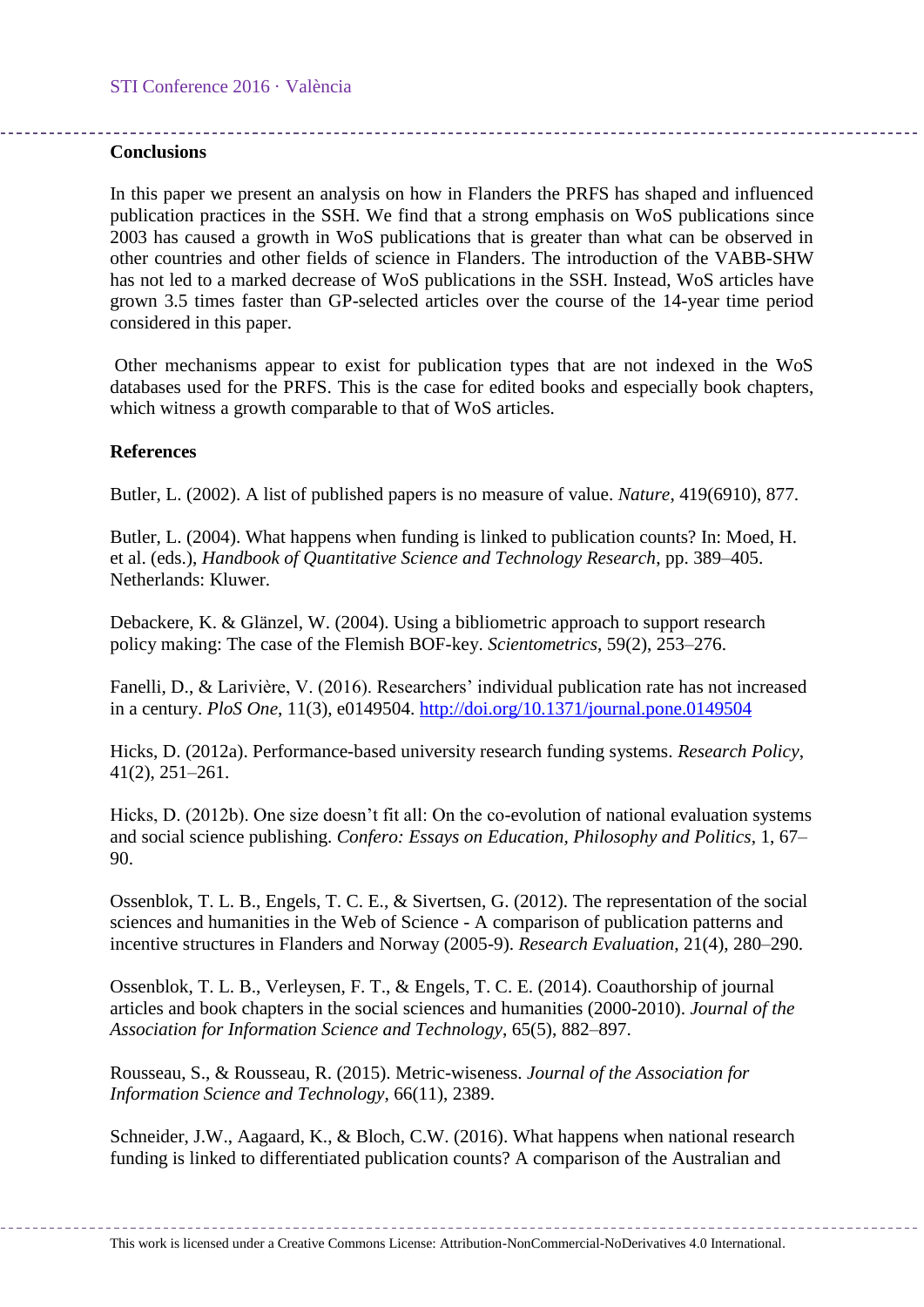## Conclusions

In this paper we present an analysis on how in Flanders the PRFS has shaped and influenced publication practices in the SSH. We find that a strong emphasis on WoS publications since 2003 has caused a growth in WoS publications that is greater than what can be observed in other countries and other fields of science in Flanders. The introduction of the VABB-SHW has not led to a marked decrease of WoS publications in the SSH. Instead, WoS articles have grown 3.5 times faster than GP-selected articles over the course of the 14-year time period considered in this paper.

Other mechanisms appear to exist for publication types that are not indexed in the WoS databases used for the PRFS. This is the case for edited books and especially book chapters, which witness a growth comparable to that of WoS articles.

## References

Butler, L. (2002). A list of published papers is no measure of value. *Nature*, 419(6910), 877.

Butler, L. (2004). What happens when funding is linked to publication counts? In: Moed, H. et al. (eds.), *Handbook of Quantitative Science and Technology Research*, pp. 389–405. Netherlands: Kluwer.

Debackere, K. & Glänzel, W. (2004). Using a bibliometric approach to support research policy making: The case of the Flemish BOF-key. *Scientometrics*, 59(2), 253–276.

Fanelli, D., & Larivière, V. (2016). Researchers' individual publication rate has not increased in a century. *PloS One*, 11(3), e0149504. http://doi.org/10.1371/journal.pone.0149504

Hicks, D. (2012a). Performance-based university research funding systems. *Research Policy*, 41(2), 251–261.

Hicks, D. (2012b). One size doesn't fit all: On the co-evolution of national evaluation systems and social science publishing. *Confero: Essays on Education, Philosophy and Politics*, 1, 67–90.

Ossenblok, T. L. B., Engels, T. C. E., & Sivertsen, G. (2012). The representation of the social sciences and humanities in the Web of Science - A comparison of publication patterns and incentive structures in Flanders and Norway (2005-9). *Research Evaluation*, 21(4), 280–290.

Ossenblok, T. L. B., Verleysen, F. T., & Engels, T. C. E. (2014). Coauthorship of journal articles and book chapters in the social sciences and humanities (2000-2010). *Journal of the Association for Information Science and Technology*, 65(5), 882–897.

Rousseau, S., & Rousseau, R. (2015). Metric-wiseness. *Journal of the Association for Information Science and Technology*, 66(11), 2389.

Schneider, J.W., Aagaard, K., & Bloch, C.W. (2016). What happens when national research funding is linked to differentiated publication counts? A comparison of the Australian and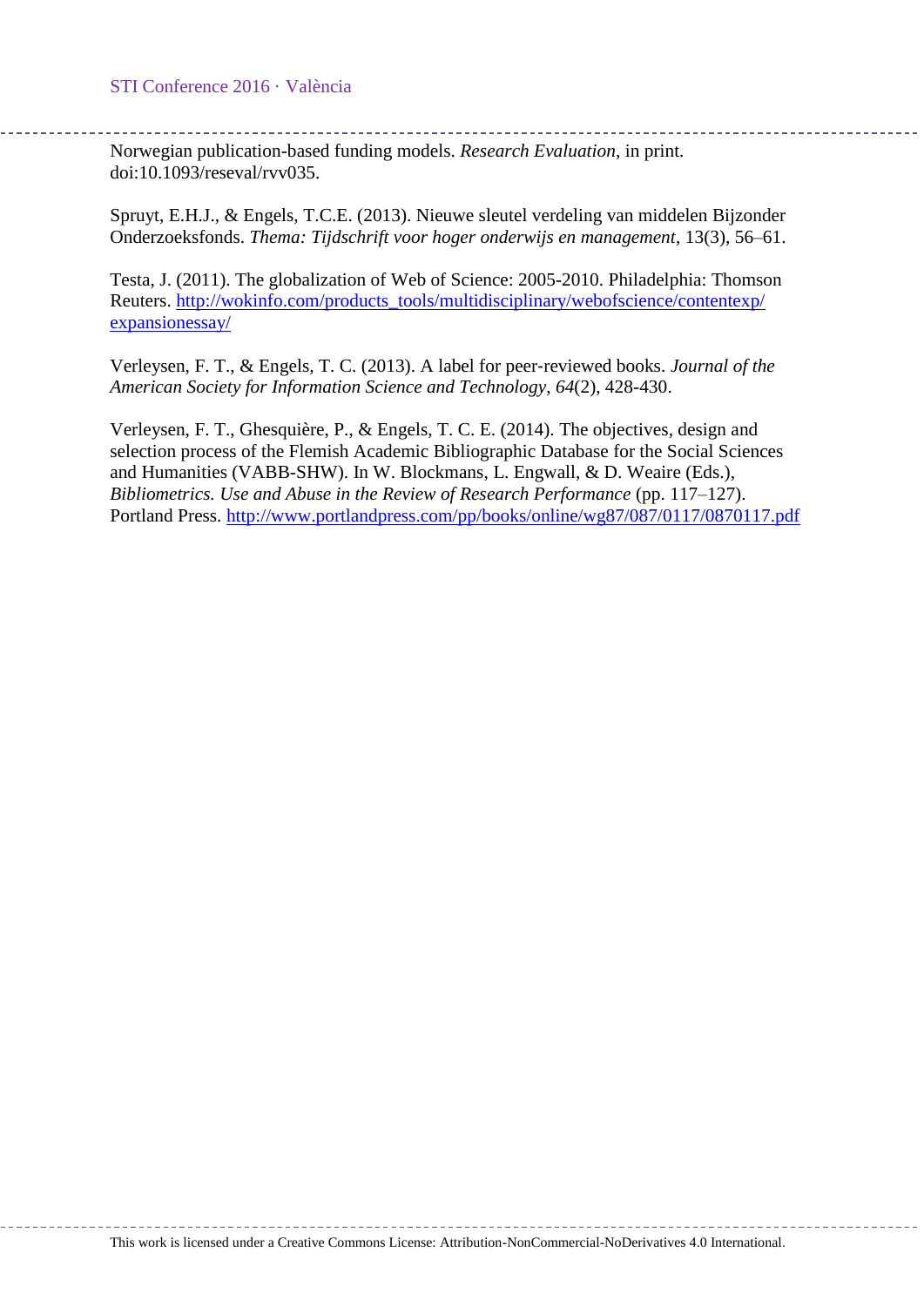Norwegian publication-based funding models. *Research Evaluation*, in print. doi:10.1093/reseval/rvv035.

Spruyt, E.H.J., & Engels, T.C.E. (2013). Nieuwe sleutel verdeling van middelen Bijzonder Onderzoeksfonds. *Thema: Tijdschrift voor hoger onderwijs en management*, 13(3), 56–61.

Testa, J. (2011). The globalization of Web of Science: 2005-2010. Philadelphia: Thomson Reuters. http://wokinfo.com/products_tools/multidisciplinary/webofscience/contentexp/expansionessay/

Verleysen, F. T., & Engels, T. C. (2013). A label for peer-reviewed books. *Journal of the American Society for Information Science and Technology*, *64*(2), 428-430.

Verleysen, F. T., Ghesquière, P., & Engels, T. C. E. (2014). The objectives, design and selection process of the Flemish Academic Bibliographic Database for the Social Sciences and Humanities (VABB-SHW). In W. Blockmans, L. Engwall, & D. Weaire (Eds.), *Bibliometrics. Use and Abuse in the Review of Research Performance* (pp. 117–127). Portland Press. http://www.portlandpress.com/pp/books/online/wg87/087/0117/0870117.pdf

This work is licensed under a Creative Commons License: Attribution-NonCommercial-NoDerivatives 4.0 International.